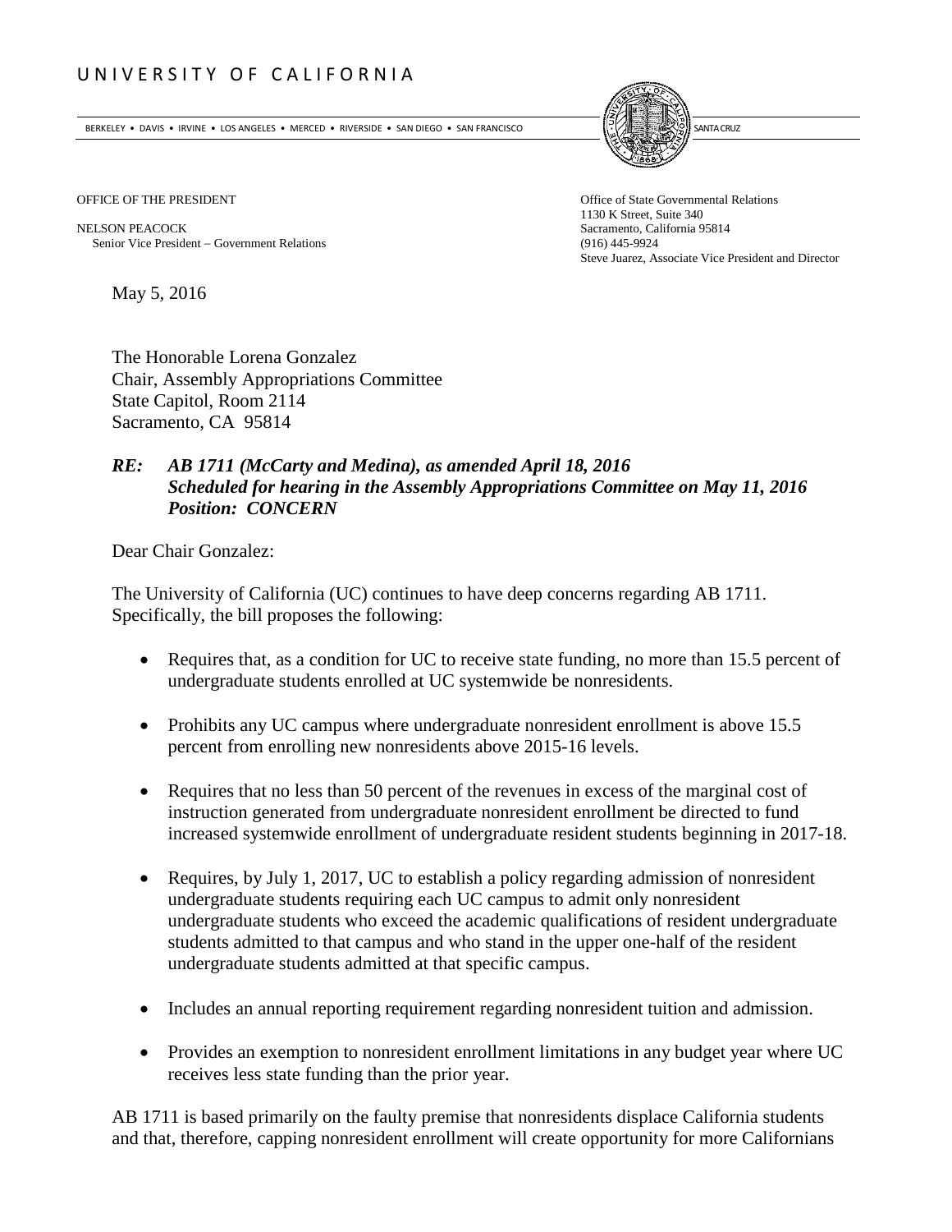# UNIVERSITY OF CALIFORNIA

BERKELEY • DAVIS • IRVINE • LOS ANGELES • MERCED • RIVERSIDE • SAN DIEGO • SAN FRANCISCO SANTA CRUZ

OFFICE OF THE PRESIDENT

NELSON PEACOCK
Senior Vice President – Government Relations

Office of State Governmental Relations
1130 K Street, Suite 340
Sacramento, California 95814
(916) 445-9924
Steve Juarez, Associate Vice President and Director

May 5, 2016

The Honorable Lorena Gonzalez
Chair, Assembly Appropriations Committee
State Capitol, Room 2114
Sacramento, CA 95814

***RE: AB 1711 (McCarty and Medina), as amended April 18, 2016***
***Scheduled for hearing in the Assembly Appropriations Committee on May 11, 2016***
***Position: CONCERN***

Dear Chair Gonzalez:

The University of California (UC) continues to have deep concerns regarding AB 1711. Specifically, the bill proposes the following:

- Requires that, as a condition for UC to receive state funding, no more than 15.5 percent of undergraduate students enrolled at UC systemwide be nonresidents.
- Prohibits any UC campus where undergraduate nonresident enrollment is above 15.5 percent from enrolling new nonresidents above 2015-16 levels.
- Requires that no less than 50 percent of the revenues in excess of the marginal cost of instruction generated from undergraduate nonresident enrollment be directed to fund increased systemwide enrollment of undergraduate resident students beginning in 2017-18.
- Requires, by July 1, 2017, UC to establish a policy regarding admission of nonresident undergraduate students requiring each UC campus to admit only nonresident undergraduate students who exceed the academic qualifications of resident undergraduate students admitted to that campus and who stand in the upper one-half of the resident undergraduate students admitted at that specific campus.
- Includes an annual reporting requirement regarding nonresident tuition and admission.
- Provides an exemption to nonresident enrollment limitations in any budget year where UC receives less state funding than the prior year.

AB 1711 is based primarily on the faulty premise that nonresidents displace California students and that, therefore, capping nonresident enrollment will create opportunity for more Californians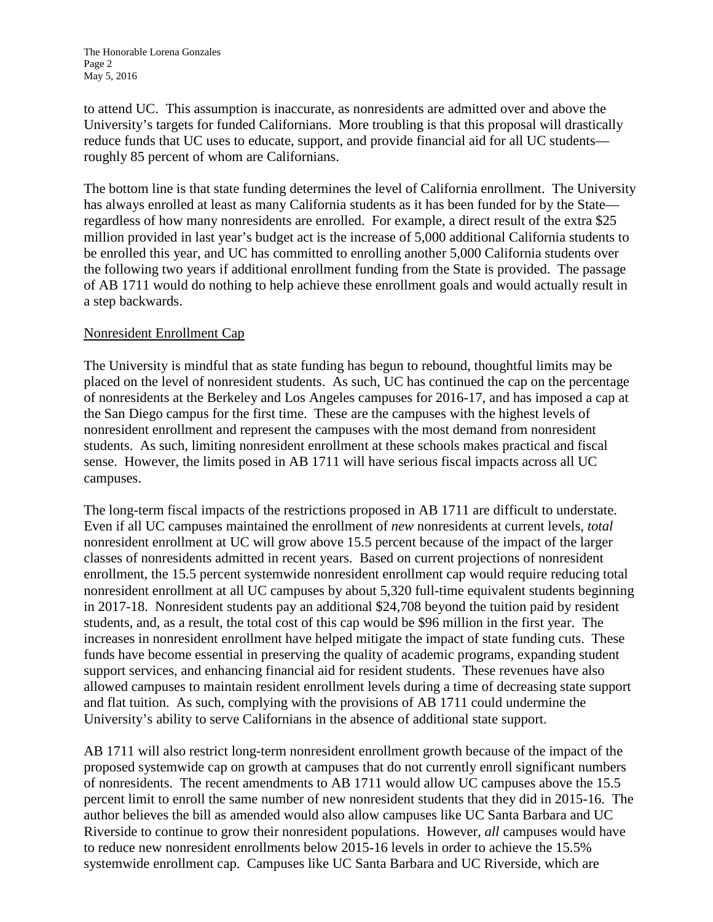to attend UC. This assumption is inaccurate, as nonresidents are admitted over and above the University's targets for funded Californians. More troubling is that this proposal will drastically reduce funds that UC uses to educate, support, and provide financial aid for all UC students—roughly 85 percent of whom are Californians.

The bottom line is that state funding determines the level of California enrollment. The University has always enrolled at least as many California students as it has been funded for by the State—regardless of how many nonresidents are enrolled. For example, a direct result of the extra $25 million provided in last year's budget act is the increase of 5,000 additional California students to be enrolled this year, and UC has committed to enrolling another 5,000 California students over the following two years if additional enrollment funding from the State is provided. The passage of AB 1711 would do nothing to help achieve these enrollment goals and would actually result in a step backwards.

<u>Nonresident Enrollment Cap</u>

The University is mindful that as state funding has begun to rebound, thoughtful limits may be placed on the level of nonresident students. As such, UC has continued the cap on the percentage of nonresidents at the Berkeley and Los Angeles campuses for 2016-17, and has imposed a cap at the San Diego campus for the first time. These are the campuses with the highest levels of nonresident enrollment and represent the campuses with the most demand from nonresident students. As such, limiting nonresident enrollment at these schools makes practical and fiscal sense. However, the limits posed in AB 1711 will have serious fiscal impacts across all UC campuses.

The long-term fiscal impacts of the restrictions proposed in AB 1711 are difficult to understate. Even if all UC campuses maintained the enrollment of *new* nonresidents at current levels, *total* nonresident enrollment at UC will grow above 15.5 percent because of the impact of the larger classes of nonresidents admitted in recent years. Based on current projections of nonresident enrollment, the 15.5 percent systemwide nonresident enrollment cap would require reducing total nonresident enrollment at all UC campuses by about 5,320 full-time equivalent students beginning in 2017-18. Nonresident students pay an additional $24,708 beyond the tuition paid by resident students, and, as a result, the total cost of this cap would be $96 million in the first year. The increases in nonresident enrollment have helped mitigate the impact of state funding cuts. These funds have become essential in preserving the quality of academic programs, expanding student support services, and enhancing financial aid for resident students. These revenues have also allowed campuses to maintain resident enrollment levels during a time of decreasing state support and flat tuition. As such, complying with the provisions of AB 1711 could undermine the University's ability to serve Californians in the absence of additional state support.

AB 1711 will also restrict long-term nonresident enrollment growth because of the impact of the proposed systemwide cap on growth at campuses that do not currently enroll significant numbers of nonresidents. The recent amendments to AB 1711 would allow UC campuses above the 15.5 percent limit to enroll the same number of new nonresident students that they did in 2015-16. The author believes the bill as amended would also allow campuses like UC Santa Barbara and UC Riverside to continue to grow their nonresident populations. However, *all* campuses would have to reduce new nonresident enrollments below 2015-16 levels in order to achieve the 15.5% systemwide enrollment cap. Campuses like UC Santa Barbara and UC Riverside, which are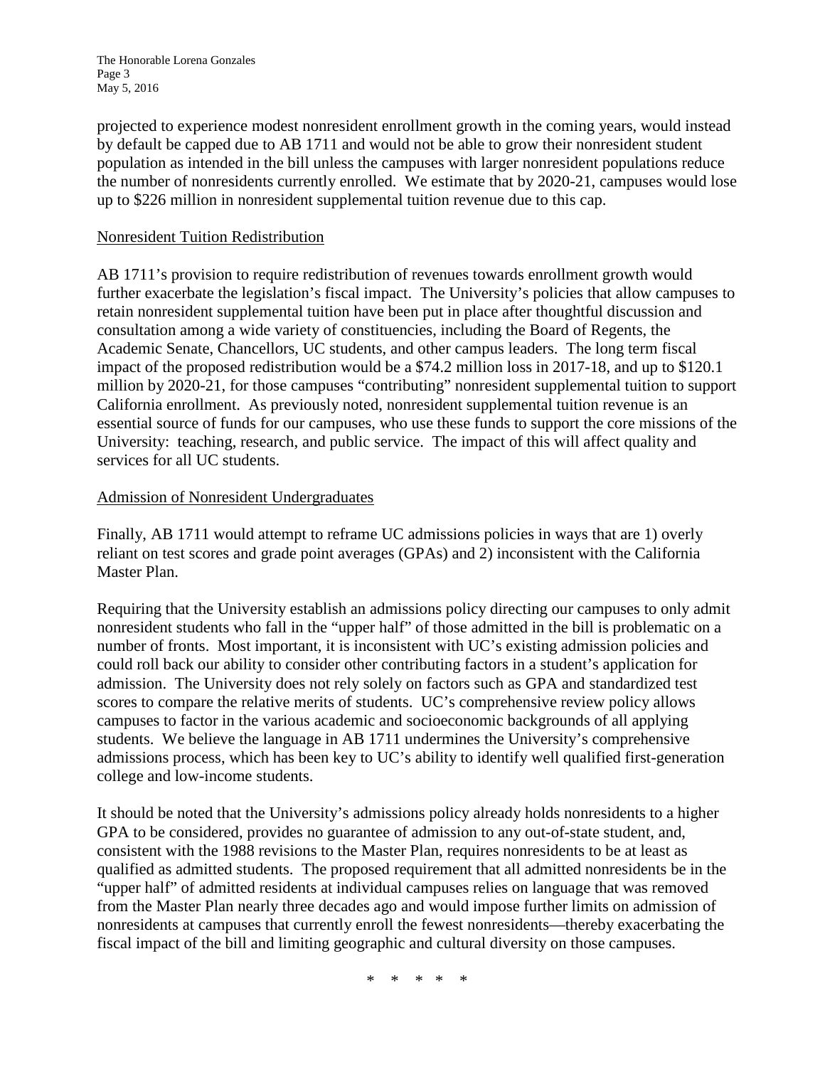projected to experience modest nonresident enrollment growth in the coming years, would instead by default be capped due to AB 1711 and would not be able to grow their nonresident student population as intended in the bill unless the campuses with larger nonresident populations reduce the number of nonresidents currently enrolled. We estimate that by 2020-21, campuses would lose up to $226 million in nonresident supplemental tuition revenue due to this cap.

<u>Nonresident Tuition Redistribution</u>

AB 1711's provision to require redistribution of revenues towards enrollment growth would further exacerbate the legislation's fiscal impact. The University's policies that allow campuses to retain nonresident supplemental tuition have been put in place after thoughtful discussion and consultation among a wide variety of constituencies, including the Board of Regents, the Academic Senate, Chancellors, UC students, and other campus leaders. The long term fiscal impact of the proposed redistribution would be a $74.2 million loss in 2017-18, and up to $120.1 million by 2020-21, for those campuses "contributing" nonresident supplemental tuition to support California enrollment. As previously noted, nonresident supplemental tuition revenue is an essential source of funds for our campuses, who use these funds to support the core missions of the University: teaching, research, and public service. The impact of this will affect quality and services for all UC students.

<u>Admission of Nonresident Undergraduates</u>

Finally, AB 1711 would attempt to reframe UC admissions policies in ways that are 1) overly reliant on test scores and grade point averages (GPAs) and 2) inconsistent with the California Master Plan.

Requiring that the University establish an admissions policy directing our campuses to only admit nonresident students who fall in the "upper half" of those admitted in the bill is problematic on a number of fronts. Most important, it is inconsistent with UC's existing admission policies and could roll back our ability to consider other contributing factors in a student's application for admission. The University does not rely solely on factors such as GPA and standardized test scores to compare the relative merits of students. UC's comprehensive review policy allows campuses to factor in the various academic and socioeconomic backgrounds of all applying students. We believe the language in AB 1711 undermines the University's comprehensive admissions process, which has been key to UC's ability to identify well qualified first-generation college and low-income students.

It should be noted that the University's admissions policy already holds nonresidents to a higher GPA to be considered, provides no guarantee of admission to any out-of-state student, and, consistent with the 1988 revisions to the Master Plan, requires nonresidents to be at least as qualified as admitted students. The proposed requirement that all admitted nonresidents be in the "upper half" of admitted residents at individual campuses relies on language that was removed from the Master Plan nearly three decades ago and would impose further limits on admission of nonresidents at campuses that currently enroll the fewest nonresidents—thereby exacerbating the fiscal impact of the bill and limiting geographic and cultural diversity on those campuses.

\* \* \* \* \*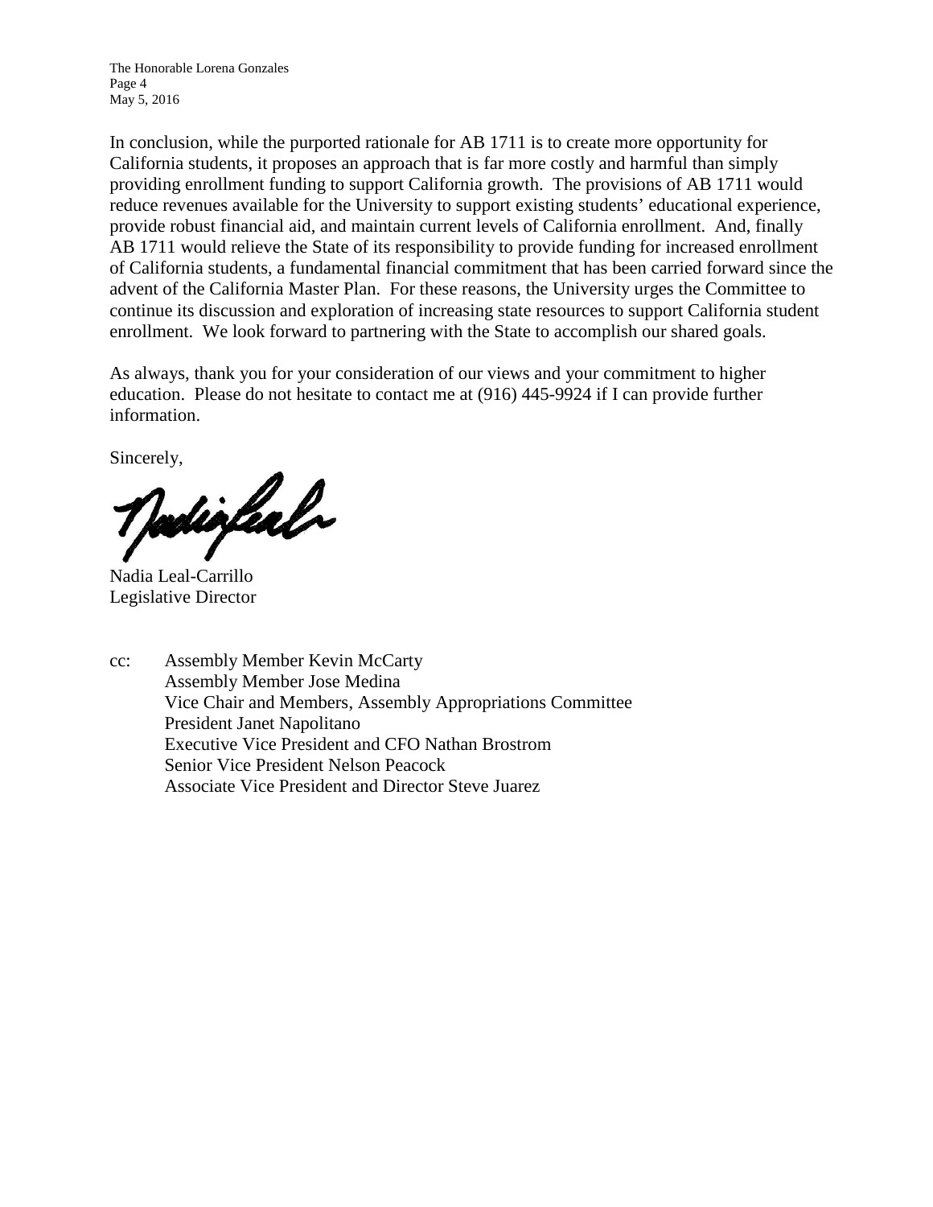In conclusion, while the purported rationale for AB 1711 is to create more opportunity for California students, it proposes an approach that is far more costly and harmful than simply providing enrollment funding to support California growth. The provisions of AB 1711 would reduce revenues available for the University to support existing students' educational experience, provide robust financial aid, and maintain current levels of California enrollment. And, finally AB 1711 would relieve the State of its responsibility to provide funding for increased enrollment of California students, a fundamental financial commitment that has been carried forward since the advent of the California Master Plan. For these reasons, the University urges the Committee to continue its discussion and exploration of increasing state resources to support California student enrollment. We look forward to partnering with the State to accomplish our shared goals.

As always, thank you for your consideration of our views and your commitment to higher education. Please do not hesitate to contact me at (916) 445-9924 if I can provide further information.

Sincerely,

Nadia Leal-Carrillo
Legislative Director

cc: Assembly Member Kevin McCarty
Assembly Member Jose Medina
Vice Chair and Members, Assembly Appropriations Committee
President Janet Napolitano
Executive Vice President and CFO Nathan Brostrom
Senior Vice President Nelson Peacock
Associate Vice President and Director Steve Juarez